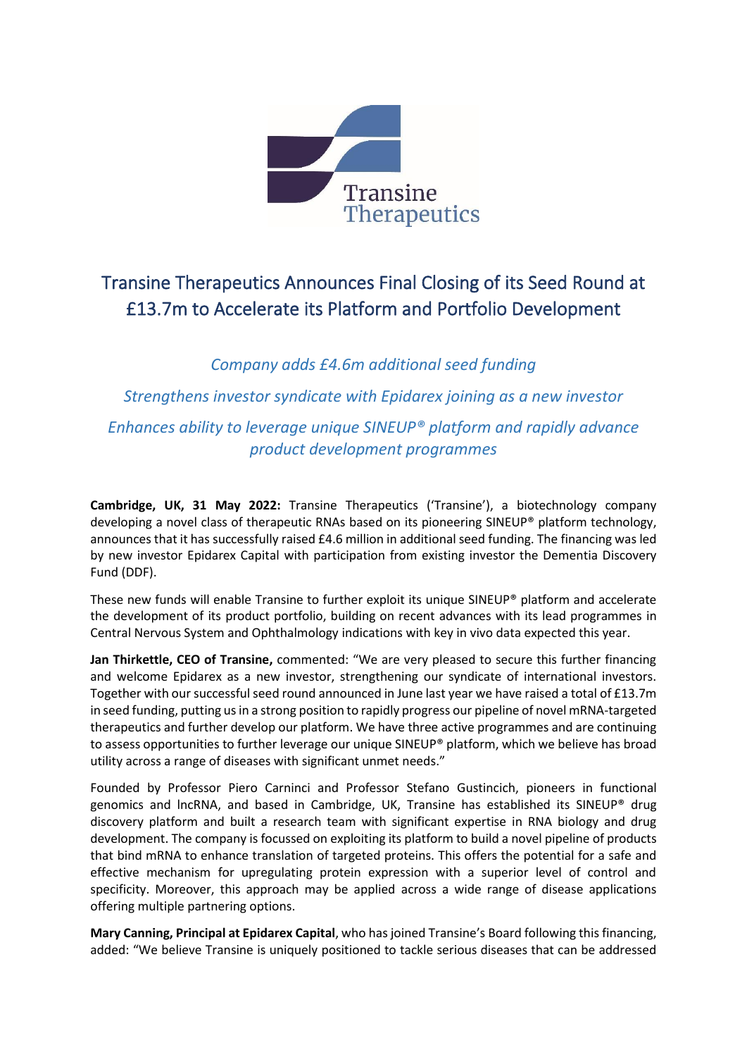# Transine Therapeutics Announces Final Closing of its Seed Round at £13.7m to Accelerate its Platform and Portfolio Development

*Company adds £4.6m additional seed funding*

*Strengthens investor syndicate with Epidarex joining as a new investor*

*Enhances ability to leverage unique SINEUP® platform and rapidly advance product development programmes*

**Cambridge, UK, 31 May 2022:** Transine Therapeutics ('Transine'), a biotechnology company developing a novel class of therapeutic RNAs based on its pioneering SINEUP® platform technology, announces that it has successfully raised £4.6 million in additional seed funding. The financing was led by new investor Epidarex Capital with participation from existing investor the Dementia Discovery Fund (DDF).

These new funds will enable Transine to further exploit its unique SINEUP® platform and accelerate the development of its product portfolio, building on recent advances with its lead programmes in Central Nervous System and Ophthalmology indications with key in vivo data expected this year.

**Jan Thirkettle, CEO of Transine,** commented: "We are very pleased to secure this further financing and welcome Epidarex as a new investor, strengthening our syndicate of international investors. Together with our successful seed round announced in June last year we have raised a total of £13.7m in seed funding, putting us in a strong position to rapidly progress our pipeline of novel mRNA-targeted therapeutics and further develop our platform. We have three active programmes and are continuing to assess opportunities to further leverage our unique SINEUP® platform, which we believe has broad utility across a range of diseases with significant unmet needs."

Founded by Professor Piero Carninci and Professor Stefano Gustincich, pioneers in functional genomics and lncRNA, and based in Cambridge, UK, Transine has established its SINEUP® drug discovery platform and built a research team with significant expertise in RNA biology and drug development. The company is focussed on exploiting its platform to build a novel pipeline of products that bind mRNA to enhance translation of targeted proteins. This offers the potential for a safe and effective mechanism for upregulating protein expression with a superior level of control and specificity. Moreover, this approach may be applied across a wide range of disease applications offering multiple partnering options.

**Mary Canning, Principal at Epidarex Capital**, who has joined Transine's Board following this financing, added: "We believe Transine is uniquely positioned to tackle serious diseases that can be addressed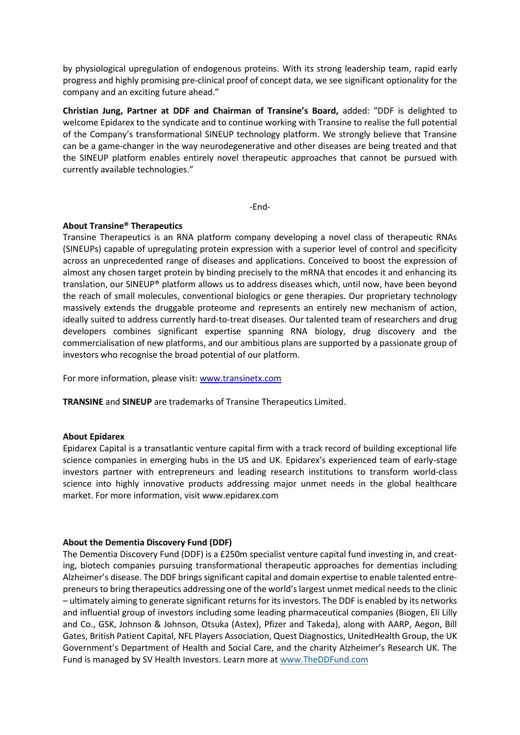by physiological upregulation of endogenous proteins. With its strong leadership team, rapid early progress and highly promising pre-clinical proof of concept data, we see significant optionality for the company and an exciting future ahead."

**Christian Jung, Partner at DDF and Chairman of Transine's Board,** added: "DDF is delighted to welcome Epidarex to the syndicate and to continue working with Transine to realise the full potential of the Company's transformational SINEUP technology platform. We strongly believe that Transine can be a game-changer in the way neurodegenerative and other diseases are being treated and that the SINEUP platform enables entirely novel therapeutic approaches that cannot be pursued with currently available technologies."

-End-

**About Transine® Therapeutics**

Transine Therapeutics is an RNA platform company developing a novel class of therapeutic RNAs (SINEUPs) capable of upregulating protein expression with a superior level of control and specificity across an unprecedented range of diseases and applications. Conceived to boost the expression of almost any chosen target protein by binding precisely to the mRNA that encodes it and enhancing its translation, our SINEUP® platform allows us to address diseases which, until now, have been beyond the reach of small molecules, conventional biologics or gene therapies. Our proprietary technology massively extends the druggable proteome and represents an entirely new mechanism of action, ideally suited to address currently hard-to-treat diseases. Our talented team of researchers and drug developers combines significant expertise spanning RNA biology, drug discovery and the commercialisation of new platforms, and our ambitious plans are supported by a passionate group of investors who recognise the broad potential of our platform.

For more information, please visit: [www.transinetx.com](www.transinetx.com)

**TRANSINE** and **SINEUP** are trademarks of Transine Therapeutics Limited.

**About Epidarex**

Epidarex Capital is a transatlantic venture capital firm with a track record of building exceptional life science companies in emerging hubs in the US and UK. Epidarex's experienced team of early-stage investors partner with entrepreneurs and leading research institutions to transform world-class science into highly innovative products addressing major unmet needs in the global healthcare market. For more information, visit www.epidarex.com

**About the Dementia Discovery Fund (DDF)**

The Dementia Discovery Fund (DDF) is a £250m specialist venture capital fund investing in, and creating, biotech companies pursuing transformational therapeutic approaches for dementias including Alzheimer's disease. The DDF brings significant capital and domain expertise to enable talented entrepreneurs to bring therapeutics addressing one of the world's largest unmet medical needs to the clinic – ultimately aiming to generate significant returns for its investors. The DDF is enabled by its networks and influential group of investors including some leading pharmaceutical companies (Biogen, Eli Lilly and Co., GSK, Johnson & Johnson, Otsuka (Astex), Pfizer and Takeda), along with AARP, Aegon, Bill Gates, British Patient Capital, NFL Players Association, Quest Diagnostics, UnitedHealth Group, the UK Government's Department of Health and Social Care, and the charity Alzheimer's Research UK. The Fund is managed by SV Health Investors. Learn more at [www.TheDDFund.com](www.TheDDFund.com)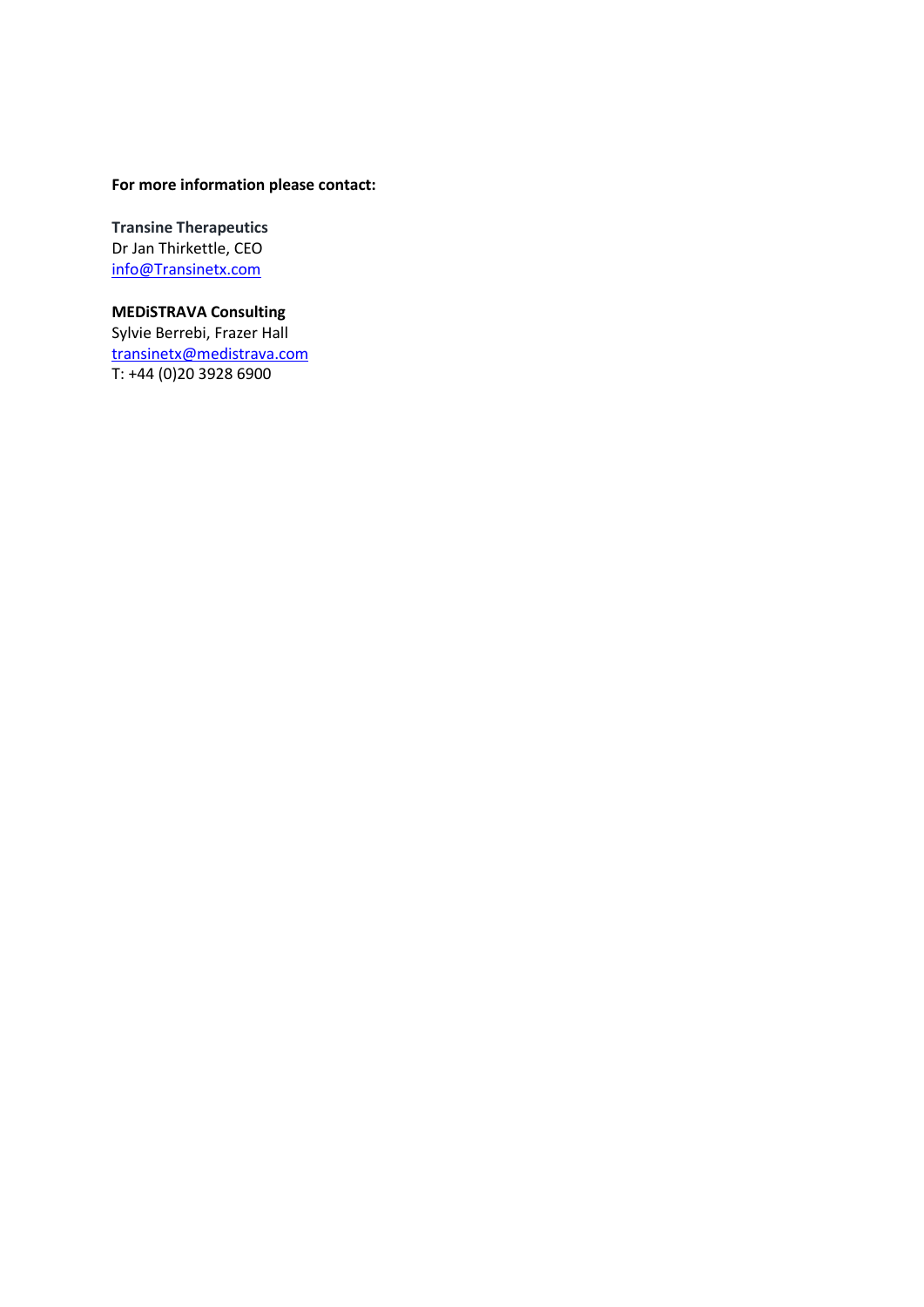**For more information please contact:**

**Transine Therapeutics**
Dr Jan Thirkettle, CEO
info@Transinetx.com

**MEDiSTRAVA Consulting**
Sylvie Berrebi, Frazer Hall
transinetx@medistrava.com
T: +44 (0)20 3928 6900